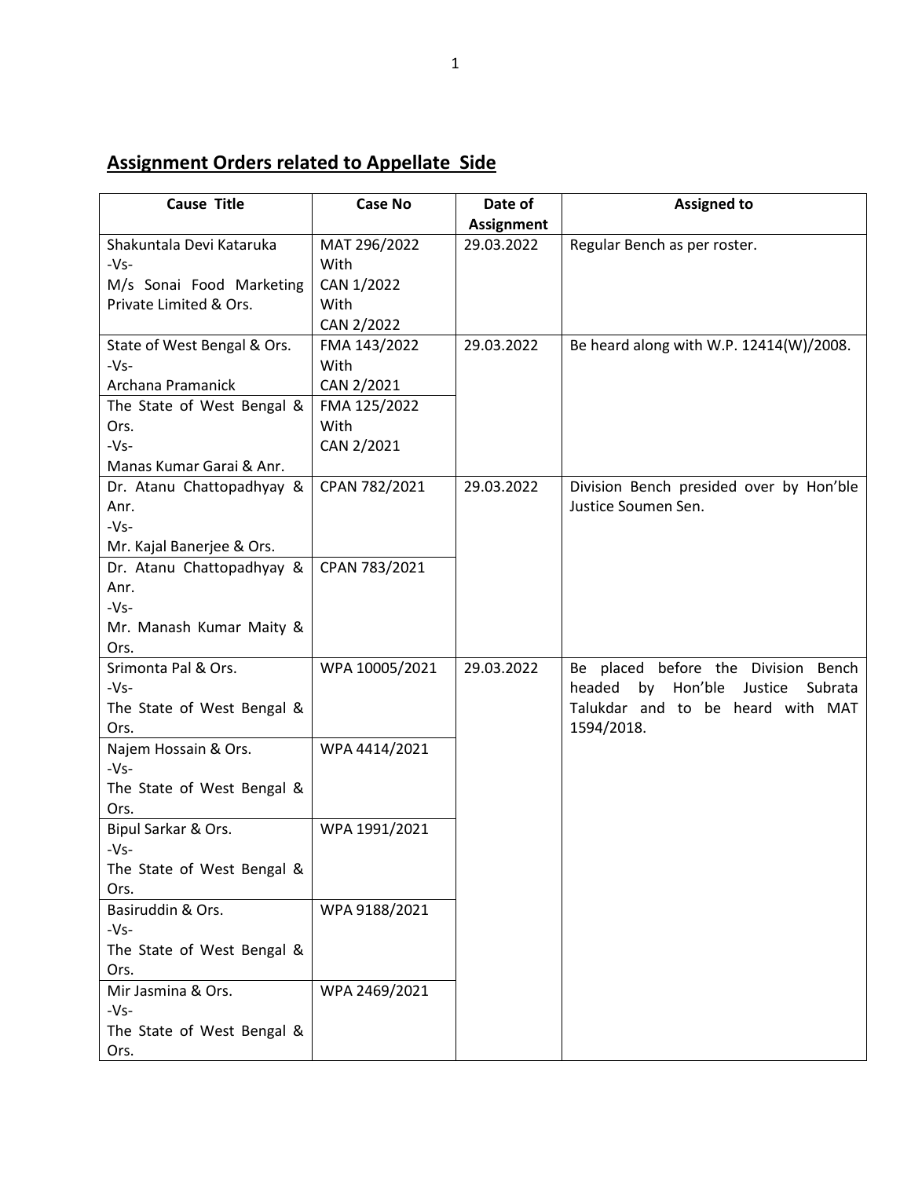## Assignment Orders related to Appellate Side

| Cause Title | Case No | Date of Assignment | Assigned to |
|---|---|---|---|
| Shakuntala Devi Kataruka -Vs- M/s Sonai Food Marketing Private Limited & Ors. | MAT 296/2022 With CAN 1/2022 With CAN 2/2022 | 29.03.2022 | Regular Bench as per roster. |
| State of West Bengal & Ors. -Vs- Archana Pramanick | FMA 143/2022 With CAN 2/2021 | 29.03.2022 | Be heard along with W.P. 12414(W)/2008. |
| The State of West Bengal & Ors. -Vs- Manas Kumar Garai & Anr. | FMA 125/2022 With CAN 2/2021 | | |
| Dr. Atanu Chattopadhyay & Anr. -Vs- Mr. Kajal Banerjee & Ors. | CPAN 782/2021 | 29.03.2022 | Division Bench presided over by Hon'ble Justice Soumen Sen. |
| Dr. Atanu Chattopadhyay & Anr. -Vs- Mr. Manash Kumar Maity & Ors. | CPAN 783/2021 | | |
| Srimonta Pal & Ors. -Vs- The State of West Bengal & Ors. | WPA 10005/2021 | 29.03.2022 | Be placed before the Division Bench headed by Hon'ble Justice Subrata Talukdar and to be heard with MAT 1594/2018. |
| Najem Hossain & Ors. -Vs- The State of West Bengal & Ors. | WPA 4414/2021 | | |
| Bipul Sarkar & Ors. -Vs- The State of West Bengal & Ors. | WPA 1991/2021 | | |
| Basiruddin & Ors. -Vs- The State of West Bengal & Ors. | WPA 9188/2021 | | |
| Mir Jasmina & Ors. -Vs- The State of West Bengal & Ors. | WPA 2469/2021 | | |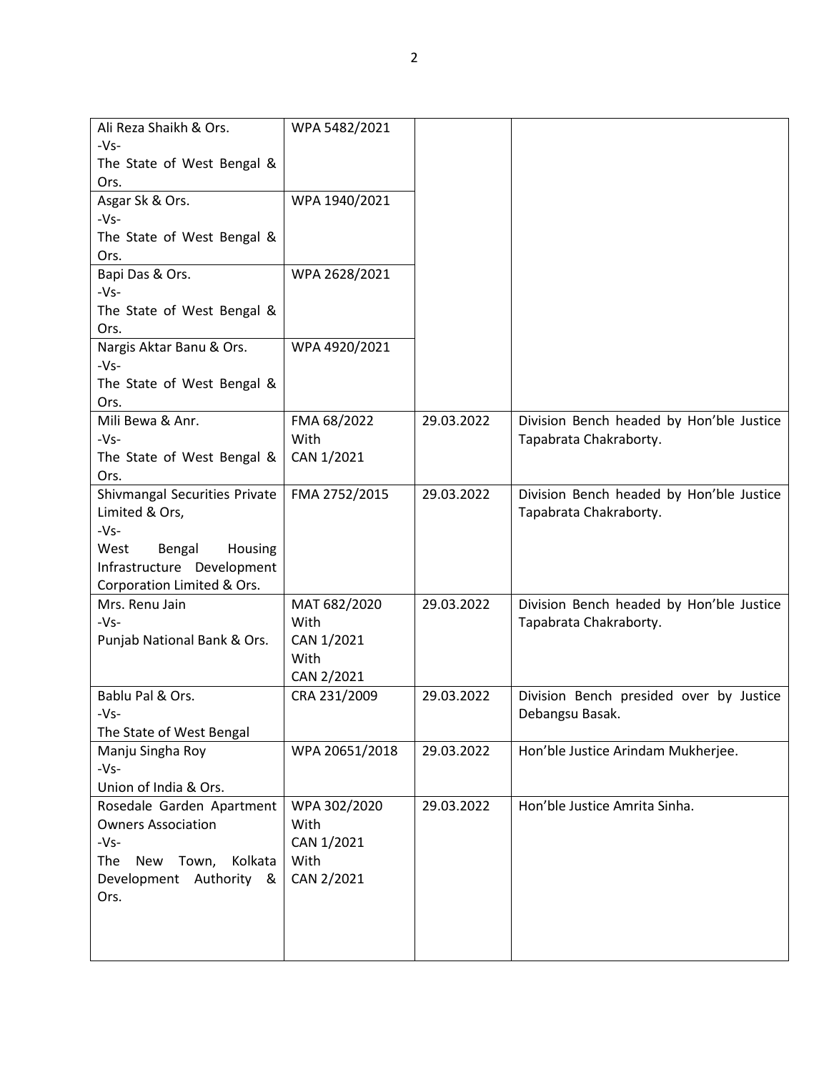| | | | |
|---|---|---|---|
| Ali Reza Shaikh & Ors. -Vs- The State of West Bengal & Ors. | WPA 5482/2021 | | |
| Asgar Sk & Ors. -Vs- The State of West Bengal & Ors. | WPA 1940/2021 | | |
| Bapi Das & Ors. -Vs- The State of West Bengal & Ors. | WPA 2628/2021 | | |
| Nargis Aktar Banu & Ors. -Vs- The State of West Bengal & Ors. | WPA 4920/2021 | | |
| Mili Bewa & Anr. -Vs- The State of West Bengal & Ors. | FMA 68/2022 With CAN 1/2021 | 29.03.2022 | Division Bench headed by Hon'ble Justice Tapabrata Chakraborty. |
| Shivmangal Securities Private Limited & Ors, -Vs- West Bengal Housing Infrastructure Development Corporation Limited & Ors. | FMA 2752/2015 | 29.03.2022 | Division Bench headed by Hon'ble Justice Tapabrata Chakraborty. |
| Mrs. Renu Jain -Vs- Punjab National Bank & Ors. | MAT 682/2020 With CAN 1/2021 With CAN 2/2021 | 29.03.2022 | Division Bench headed by Hon'ble Justice Tapabrata Chakraborty. |
| Bablu Pal & Ors. -Vs- The State of West Bengal | CRA 231/2009 | 29.03.2022 | Division Bench presided over by Justice Debangsu Basak. |
| Manju Singha Roy -Vs- Union of India & Ors. | WPA 20651/2018 | 29.03.2022 | Hon'ble Justice Arindam Mukherjee. |
| Rosedale Garden Apartment Owners Association -Vs- The New Town, Kolkata Development Authority & Ors. | WPA 302/2020 With CAN 1/2021 With CAN 2/2021 | 29.03.2022 | Hon'ble Justice Amrita Sinha. |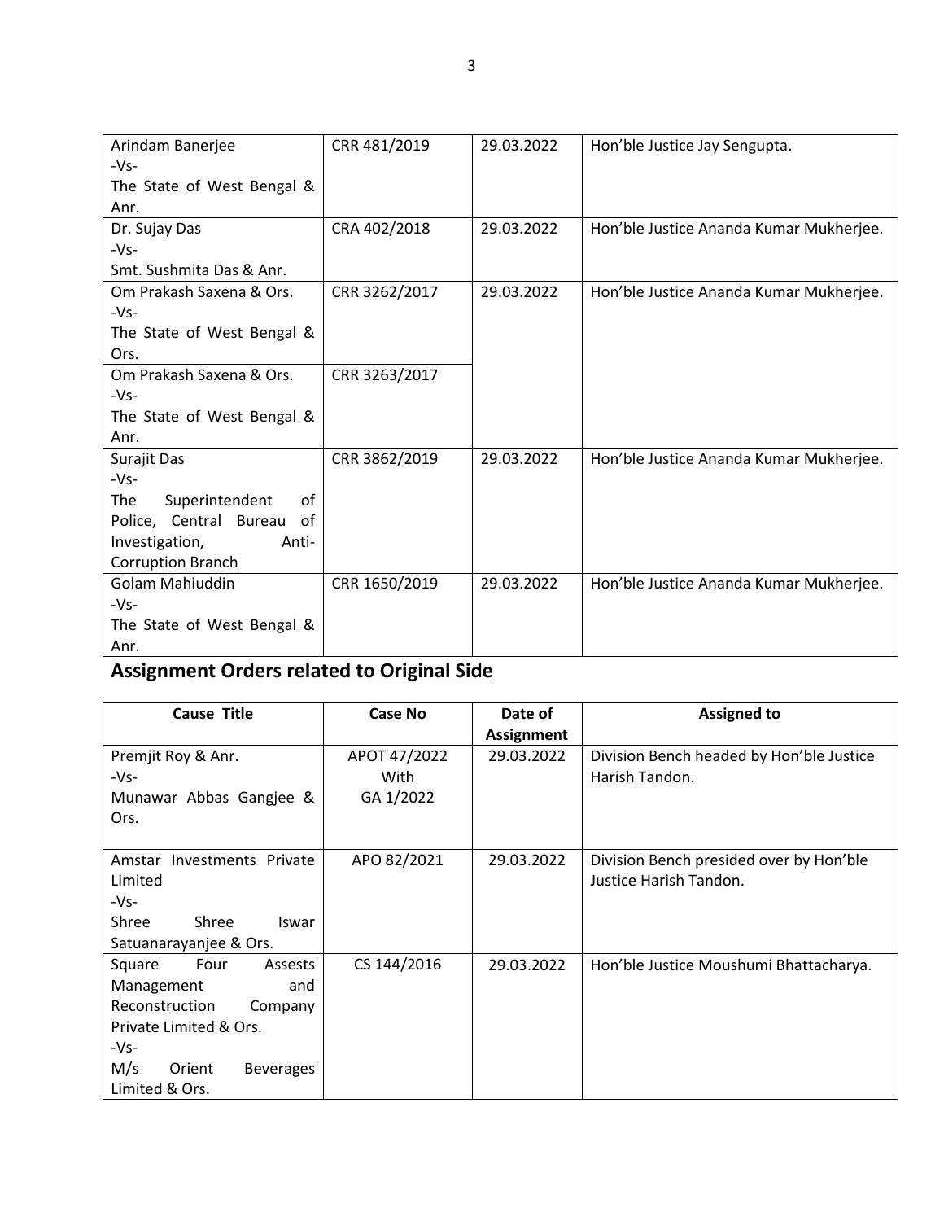| | | | |
|---|---|---|---|
| Arindam Banerjee -Vs- The State of West Bengal & Anr. | CRR 481/2019 | 29.03.2022 | Hon'ble Justice Jay Sengupta. |
| Dr. Sujay Das -Vs- Smt. Sushmita Das & Anr. | CRA 402/2018 | 29.03.2022 | Hon'ble Justice Ananda Kumar Mukherjee. |
| Om Prakash Saxena & Ors. -Vs- The State of West Bengal & Ors. | CRR 3262/2017 | 29.03.2022 | Hon'ble Justice Ananda Kumar Mukherjee. |
| Om Prakash Saxena & Ors. -Vs- The State of West Bengal & Anr. | CRR 3263/2017 | | |
| Surajit Das -Vs- The Superintendent of Police, Central Bureau of Investigation, Anti-Corruption Branch | CRR 3862/2019 | 29.03.2022 | Hon'ble Justice Ananda Kumar Mukherjee. |
| Golam Mahiuddin -Vs- The State of West Bengal & Anr. | CRR 1650/2019 | 29.03.2022 | Hon'ble Justice Ananda Kumar Mukherjee. |

## **Assignment Orders related to Original Side**

| Cause Title | Case No | Date of Assignment | Assigned to |
|---|---|---|---|
| Premjit Roy & Anr. -Vs- Munawar Abbas Gangjee & Ors. | APOT 47/2022 With GA 1/2022 | 29.03.2022 | Division Bench headed by Hon'ble Justice Harish Tandon. |
| Amstar Investments Private Limited -Vs- Shree Shree Iswar Satuanarayanjee & Ors. | APO 82/2021 | 29.03.2022 | Division Bench presided over by Hon'ble Justice Harish Tandon. |
| Square Four Assests Management and Reconstruction Company Private Limited & Ors. -Vs- M/s Orient Beverages Limited & Ors. | CS 144/2016 | 29.03.2022 | Hon'ble Justice Moushumi Bhattacharya. |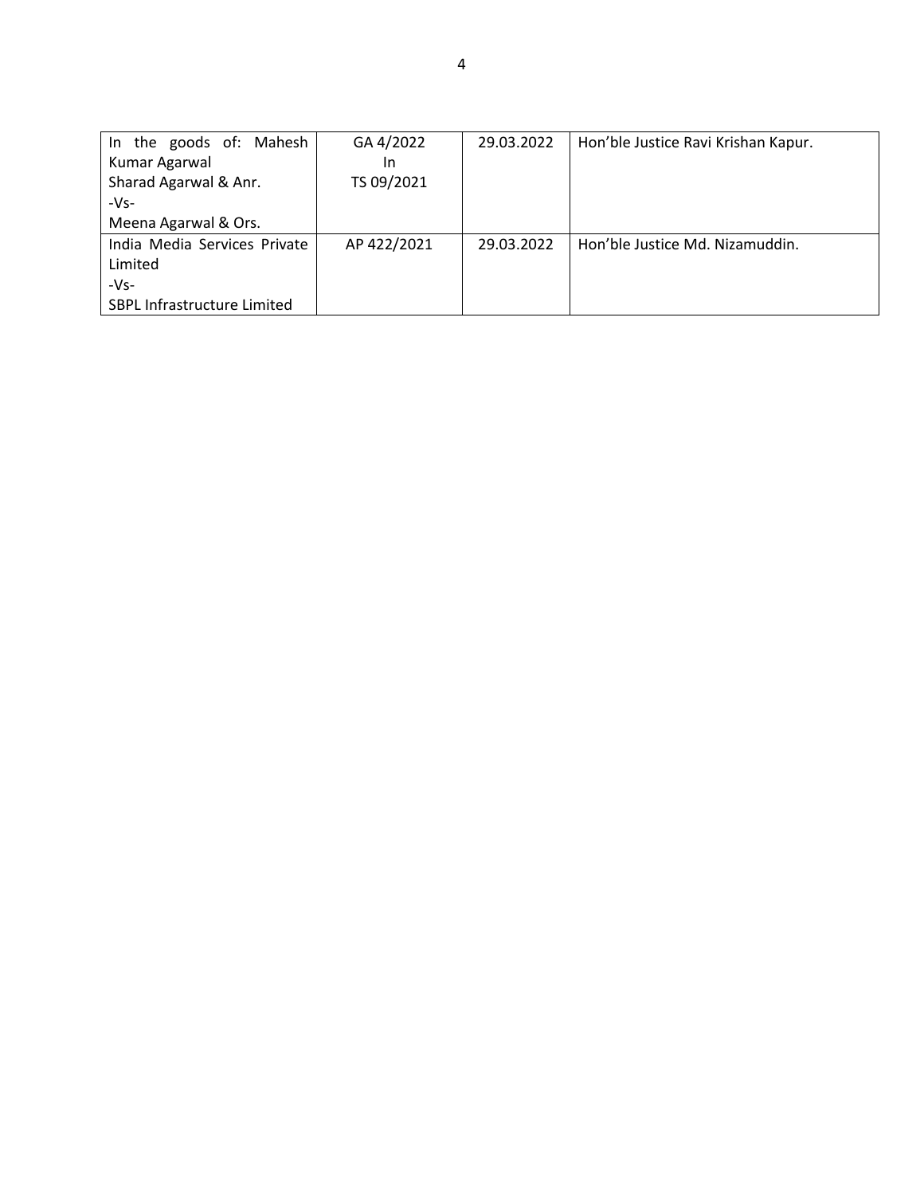| | | | |
|---|---|---|---|
| In the goods of: Mahesh Kumar Agarwal<br>Sharad Agarwal & Anr.<br>-Vs-<br>Meena Agarwal & Ors. | GA 4/2022<br>In<br>TS 09/2021 | 29.03.2022 | Hon'ble Justice Ravi Krishan Kapur. |
| India Media Services Private Limited<br>-Vs-<br>SBPL Infrastructure Limited | AP 422/2021 | 29.03.2022 | Hon'ble Justice Md. Nizamuddin. |